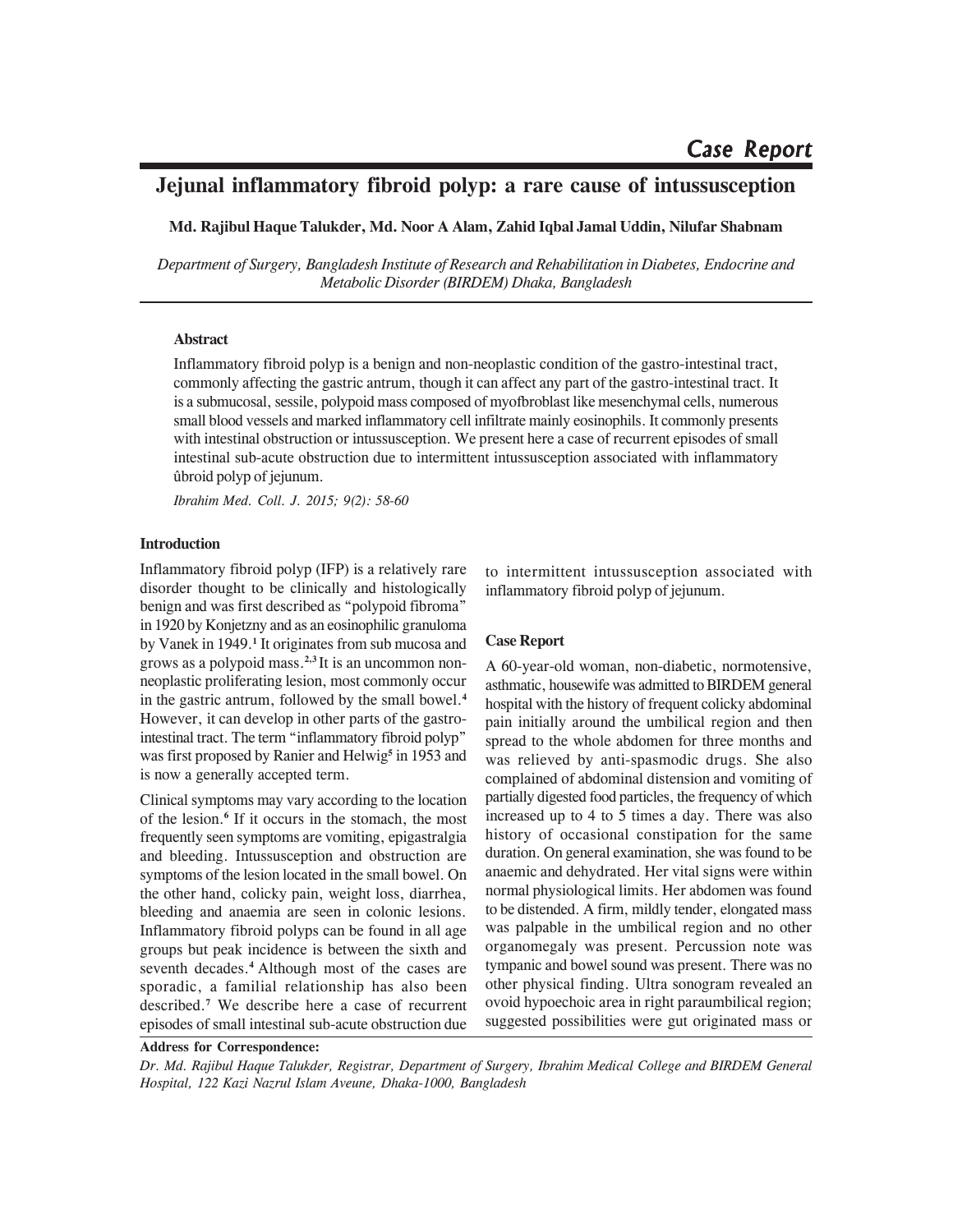Case Report

# Jejunal inflammatory fibroid polyp: a rare cause of intussusception

**Md. Rajibul Haque Talukder, Md. Noor A Alam, Zahid Iqbal Jamal Uddin, Nilufar Shabnam**

*Department of Surgery, Bangladesh Institute of Research and Rehabilitation in Diabetes, Endocrine and Metabolic Disorder (BIRDEM) Dhaka, Bangladesh*

### Abstract

Inflammatory fibroid polyp is a benign and non-neoplastic condition of the gastro-intestinal tract, commonly affecting the gastric antrum, though it can affect any part of the gastro-intestinal tract. It is a submucosal, sessile, polypoid mass composed of myofbroblast like mesenchymal cells, numerous small blood vessels and marked inflammatory cell infiltrate mainly eosinophils. It commonly presents with intestinal obstruction or intussusception. We present here a case of recurrent episodes of small intestinal sub-acute obstruction due to intermittent intussusception associated with inflammatory ûbroid polyp of jejunum.

*Ibrahim Med. Coll. J. 2015; 9(2): 58-60*

## Introduction

Inflammatory fibroid polyp (IFP) is a relatively rare disorder thought to be clinically and histologically benign and was first described as "polypoid fibroma" in 1920 by Konjetzny and as an eosinophilic granuloma by Vanek in 1949.[1] It originates from sub mucosa and grows as a polypoid mass.[2,3] It is an uncommon non-neoplastic proliferating lesion, most commonly occur in the gastric antrum, followed by the small bowel.[4] However, it can develop in other parts of the gastro-intestinal tract. The term "inflammatory fibroid polyp" was first proposed by Ranier and Helwig[5] in 1953 and is now a generally accepted term.

Clinical symptoms may vary according to the location of the lesion.[6] If it occurs in the stomach, the most frequently seen symptoms are vomiting, epigastralgia and bleeding. Intussusception and obstruction are symptoms of the lesion located in the small bowel. On the other hand, colicky pain, weight loss, diarrhea, bleeding and anaemia are seen in colonic lesions. Inflammatory fibroid polyps can be found in all age groups but peak incidence is between the sixth and seventh decades.[4] Although most of the cases are sporadic, a familial relationship has also been described.[7] We describe here a case of recurrent episodes of small intestinal sub-acute obstruction due to intermittent intussusception associated with inflammatory fibroid polyp of jejunum.

## Case Report

A 60-year-old woman, non-diabetic, normotensive, asthmatic, housewife was admitted to BIRDEM general hospital with the history of frequent colicky abdominal pain initially around the umbilical region and then spread to the whole abdomen for three months and was relieved by anti-spasmodic drugs. She also complained of abdominal distension and vomiting of partially digested food particles, the frequency of which increased up to 4 to 5 times a day. There was also history of occasional constipation for the same duration. On general examination, she was found to be anaemic and dehydrated. Her vital signs were within normal physiological limits. Her abdomen was found to be distended. A firm, mildly tender, elongated mass was palpable in the umbilical region and no other organomegaly was present. Percussion note was tympanic and bowel sound was present. There was no other physical finding. Ultra sonogram revealed an ovoid hypoechoic area in right paraumbilical region; suggested possibilities were gut originated mass or

**Address for Correspondence:**

*Dr. Md. Rajibul Haque Talukder, Registrar, Department of Surgery, Ibrahim Medical College and BIRDEM General Hospital, 122 Kazi Nazrul Islam Aveune, Dhaka-1000, Bangladesh*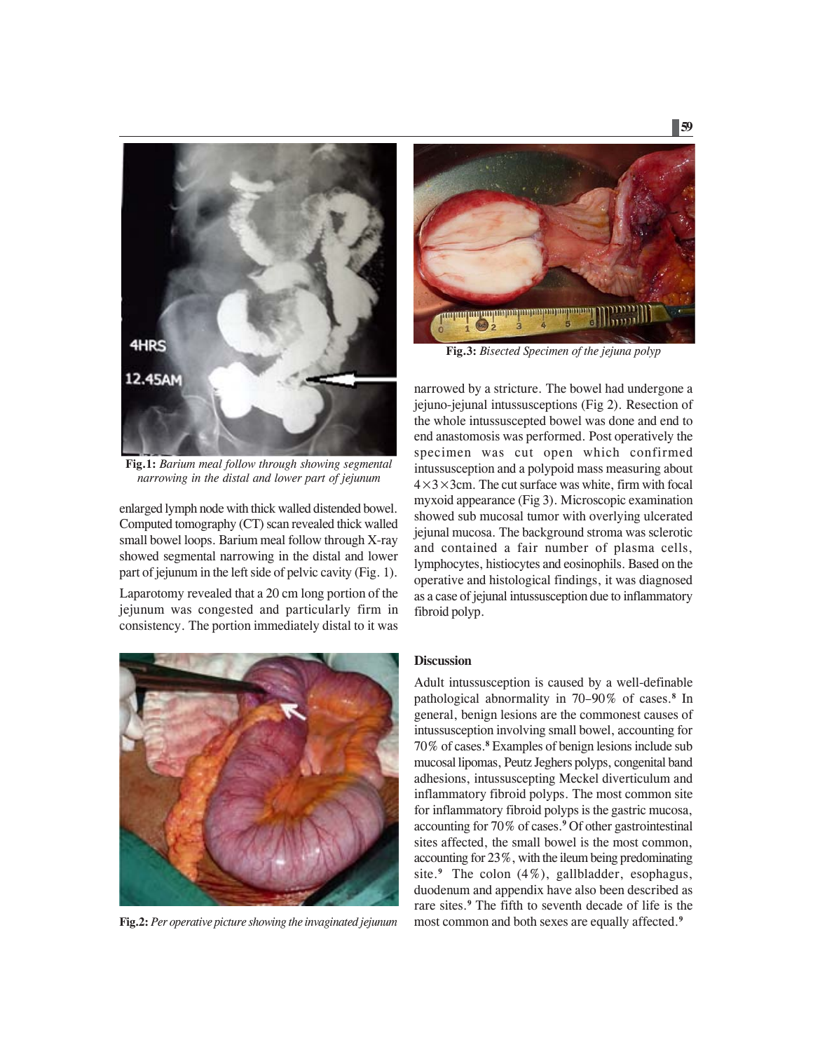Fig.1: *Barium meal follow through showing segmental narrowing in the distal and lower part of jejunum*

enlarged lymph node with thick walled distended bowel. Computed tomography (CT) scan revealed thick walled small bowel loops. Barium meal follow through X-ray showed segmental narrowing in the distal and lower part of jejunum in the left side of pelvic cavity (Fig. 1).

Laparotomy revealed that a 20 cm long portion of the jejunum was congested and particularly firm in consistency. The portion immediately distal to it was narrowed by a stricture. The bowel had undergone a jejuno-jejunal intussusceptions (Fig 2). Resection of the whole intussuscepted bowel was done and end to end anastomosis was performed. Post operatively the specimen was cut open which confirmed intussusception and a polypoid mass measuring about $4 \times 3 \times 3$cm. The cut surface was white, firm with focal myxoid appearance (Fig 3). Microscopic examination showed sub mucosal tumor with overlying ulcerated jejunal mucosa. The background stroma was sclerotic and contained a fair number of plasma cells, lymphocytes, histiocytes and eosinophils. Based on the operative and histological findings, it was diagnosed as a case of jejunal intussusception due to inflammatory fibroid polyp.

**Fig.2:** *Per operative picture showing the invaginated jejunum*

**Fig.3:** *Bisected Specimen of the jejuna polyp*

## Discussion

Adult intussusception is caused by a well-definable pathological abnormality in 70–90% of cases.[8] In general, benign lesions are the commonest causes of intussusception involving small bowel, accounting for 70% of cases.[8] Examples of benign lesions include sub mucosal lipomas, Peutz Jeghers polyps, congenital band adhesions, intussuscepting Meckel diverticulum and inflammatory fibroid polyps. The most common site for inflammatory fibroid polyps is the gastric mucosa, accounting for 70% of cases.[9] Of other gastrointestinal sites affected, the small bowel is the most common, accounting for 23%, with the ileum being predominating site.[9] The colon (4%), gallbladder, esophagus, duodenum and appendix have also been described as rare sites.[9] The fifth to seventh decade of life is the most common and both sexes are equally affected.[9]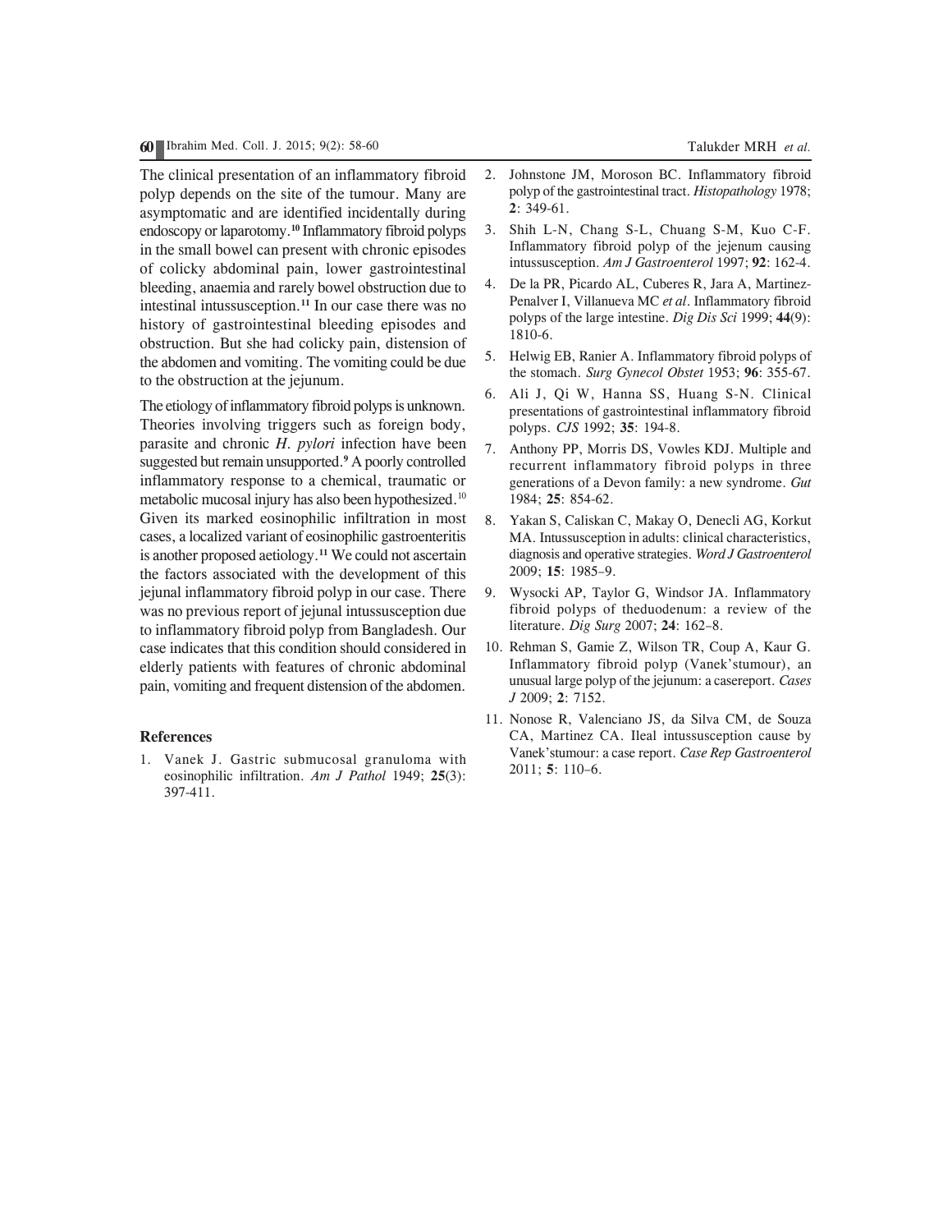The clinical presentation of an inflammatory fibroid polyp depends on the site of the tumour. Many are asymptomatic and are identified incidentally during endoscopy or laparotomy.[10] Inflammatory fibroid polyps in the small bowel can present with chronic episodes of colicky abdominal pain, lower gastrointestinal bleeding, anaemia and rarely bowel obstruction due to intestinal intussusception.[11] In our case there was no history of gastrointestinal bleeding episodes and obstruction. But she had colicky pain, distension of the abdomen and vomiting. The vomiting could be due to the obstruction at the jejunum.

The etiology of inflammatory fibroid polyps is unknown. Theories involving triggers such as foreign body, parasite and chronic *H. pylori* infection have been suggested but remain unsupported.[9] A poorly controlled inflammatory response to a chemical, traumatic or metabolic mucosal injury has also been hypothesized.[10] Given its marked eosinophilic infiltration in most cases, a localized variant of eosinophilic gastroenteritis is another proposed aetiology.[11] We could not ascertain the factors associated with the development of this jejunal inflammatory fibroid polyp in our case. There was no previous report of jejunal intussusception due to inflammatory fibroid polyp from Bangladesh. Our case indicates that this condition should considered in elderly patients with features of chronic abdominal pain, vomiting and frequent distension of the abdomen.

## References

1. Vanek J. Gastric submucosal granuloma with eosinophilic infiltration. *Am J Pathol* 1949; **25**(3): 397-411.
2. Johnstone JM, Moroson BC. Inflammatory fibroid polyp of the gastrointestinal tract. *Histopathology* 1978; **2**: 349-61.
3. Shih L-N, Chang S-L, Chuang S-M, Kuo C-F. Inflammatory fibroid polyp of the jejenum causing intussusception. *Am J Gastroenterol* 1997; **92**: 162-4.
4. De la PR, Picardo AL, Cuberes R, Jara A, Martinez-Penalver I, Villanueva MC *et al*. Inflammatory fibroid polyps of the large intestine. *Dig Dis Sci* 1999; **44**(9): 1810-6.
5. Helwig EB, Ranier A. Inflammatory fibroid polyps of the stomach. *Surg Gynecol Obstet* 1953; **96**: 355-67.
6. Ali J, Qi W, Hanna SS, Huang S-N. Clinical presentations of gastrointestinal inflammatory fibroid polyps. *CJS* 1992; **35**: 194-8.
7. Anthony PP, Morris DS, Vowles KDJ. Multiple and recurrent inflammatory fibroid polyps in three generations of a Devon family: a new syndrome. *Gut* 1984; **25**: 854-62.
8. Yakan S, Caliskan C, Makay O, Denecli AG, Korkut MA. Intussusception in adults: clinical characteristics, diagnosis and operative strategies. *Word J Gastroenterol* 2009; **15**: 1985–9.
9. Wysocki AP, Taylor G, Windsor JA. Inflammatory fibroid polyps of theduodenum: a review of the literature. *Dig Surg* 2007; **24**: 162–8.
10. Rehman S, Gamie Z, Wilson TR, Coup A, Kaur G. Inflammatory fibroid polyp (Vanek'stumour), an unusual large polyp of the jejunum: a casereport. *Cases J* 2009; **2**: 7152.
11. Nonose R, Valenciano JS, da Silva CM, de Souza CA, Martinez CA. Ileal intussusception cause by Vanek'stumour: a case report. *Case Rep Gastroenterol* 2011; **5**: 110–6.